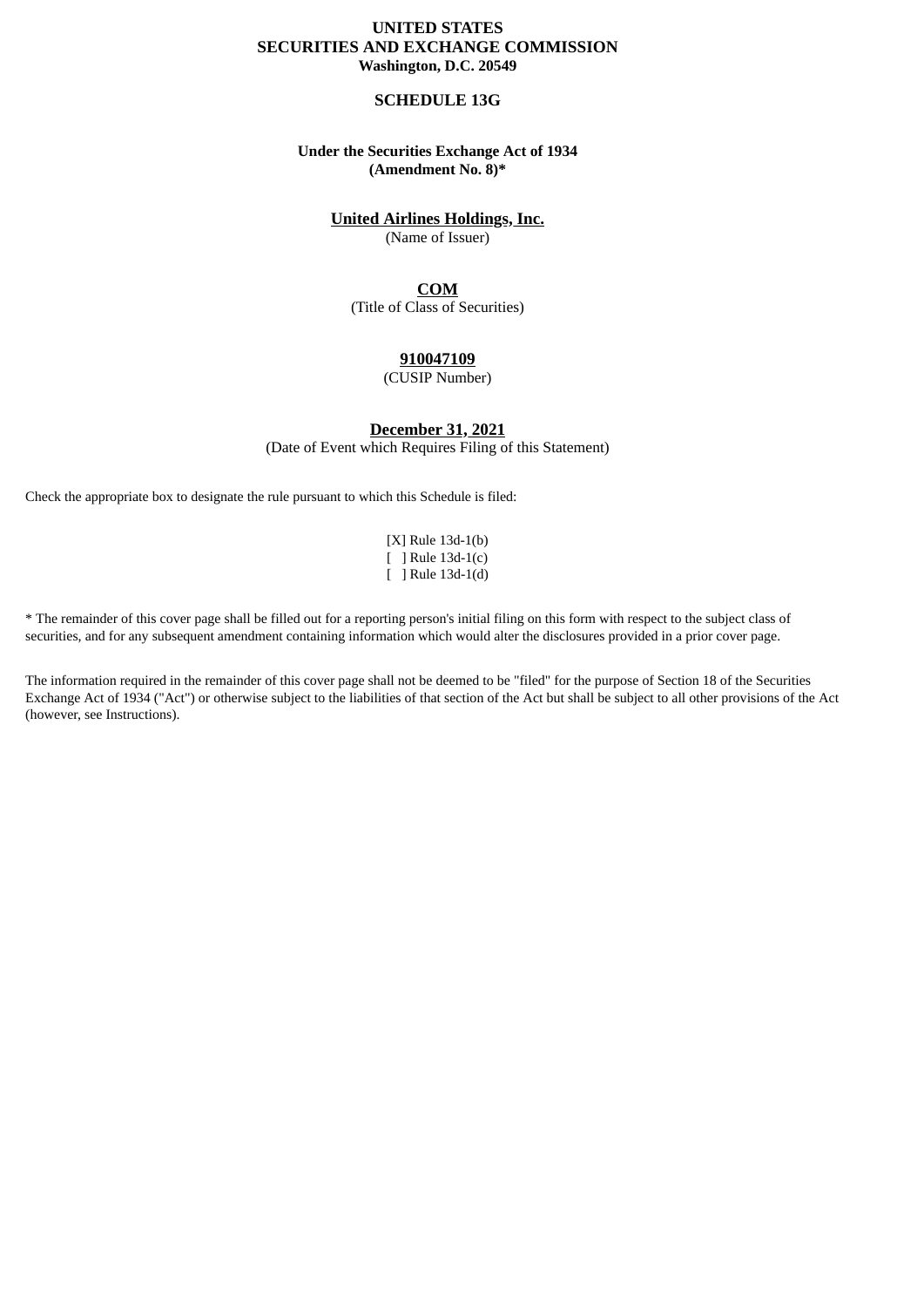**UNITED STATES**
**SECURITIES AND EXCHANGE COMMISSION**
**Washington, D.C. 20549**

# SCHEDULE 13G

**Under the Securities Exchange Act of 1934**
**(Amendment No. 8)***

**United Airlines Holdings, Inc.**
(Name of Issuer)

**COM**
(Title of Class of Securities)

**910047109**
(CUSIP Number)

**December 31, 2021**
(Date of Event which Requires Filing of this Statement)

Check the appropriate box to designate the rule pursuant to which this Schedule is filed:

[X] Rule 13d-1(b)
[ ] Rule 13d-1(c)
[ ] Rule 13d-1(d)

* The remainder of this cover page shall be filled out for a reporting person's initial filing on this form with respect to the subject class of securities, and for any subsequent amendment containing information which would alter the disclosures provided in a prior cover page.

The information required in the remainder of this cover page shall not be deemed to be "filed" for the purpose of Section 18 of the Securities Exchange Act of 1934 ("Act") or otherwise subject to the liabilities of that section of the Act but shall be subject to all other provisions of the Act (however, see Instructions).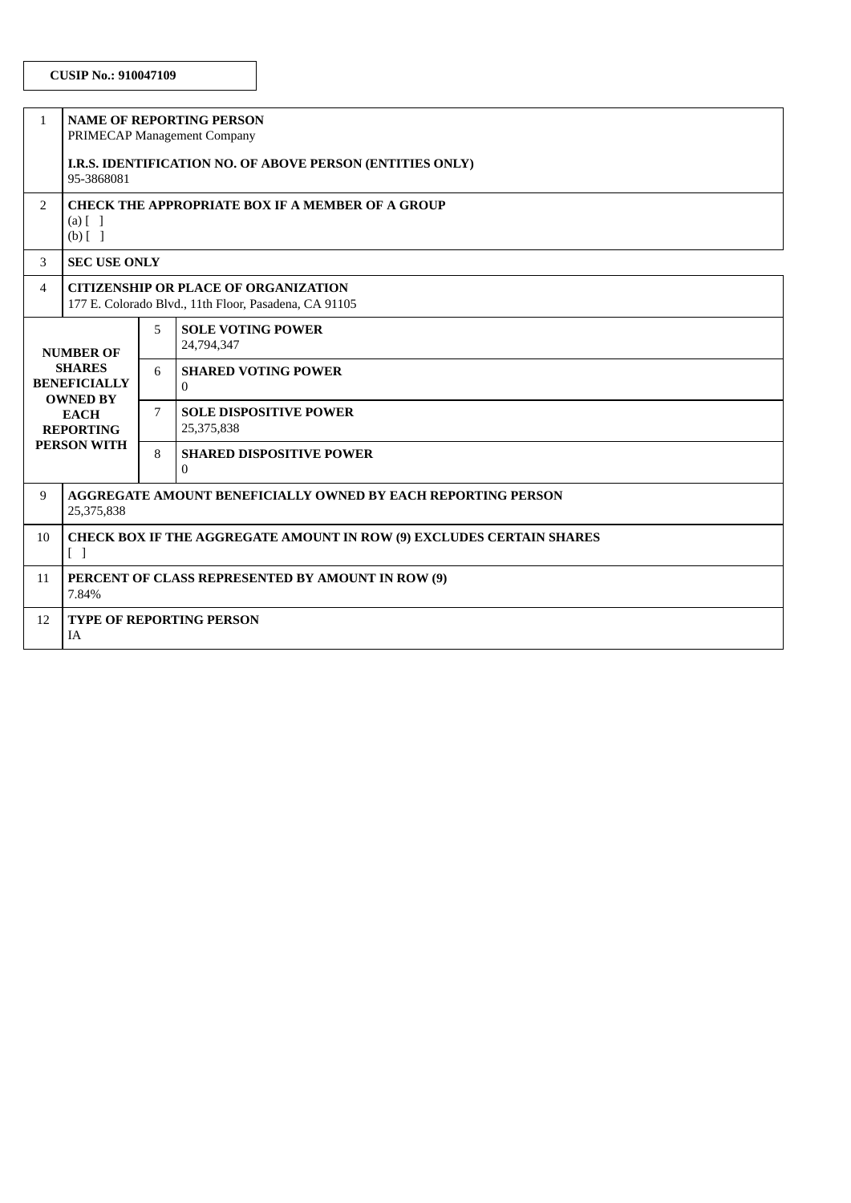**CUSIP No.: 910047109**

| | | | |
|---|---|---|---|
| 1 | **NAME OF REPORTING PERSON**<br>PRIMECAP Management Company<br><br>**I.R.S. IDENTIFICATION NO. OF ABOVE PERSON (ENTITIES ONLY)**<br>95-3868081 | | |
| 2 | **CHECK THE APPROPRIATE BOX IF A MEMBER OF A GROUP**<br>(a) [ ]<br>(b) [ ] | | |
| 3 | **SEC USE ONLY** | | |
| 4 | **CITIZENSHIP OR PLACE OF ORGANIZATION**<br>177 E. Colorado Blvd., 11th Floor, Pasadena, CA 91105 | | |
| **NUMBER OF SHARES BENEFICIALLY OWNED BY EACH REPORTING PERSON WITH** | | 5 | **SOLE VOTING POWER**<br>24,794,347 |
| | | 6 | **SHARED VOTING POWER**<br>0 |
| | | 7 | **SOLE DISPOSITIVE POWER**<br>25,375,838 |
| | | 8 | **SHARED DISPOSITIVE POWER**<br>0 |
| 9 | **AGGREGATE AMOUNT BENEFICIALLY OWNED BY EACH REPORTING PERSON**<br>25,375,838 | | |
| 10 | **CHECK BOX IF THE AGGREGATE AMOUNT IN ROW (9) EXCLUDES CERTAIN SHARES**<br>[ ] | | |
| 11 | **PERCENT OF CLASS REPRESENTED BY AMOUNT IN ROW (9)**<br>7.84% | | |
| 12 | **TYPE OF REPORTING PERSON**<br>IA | | |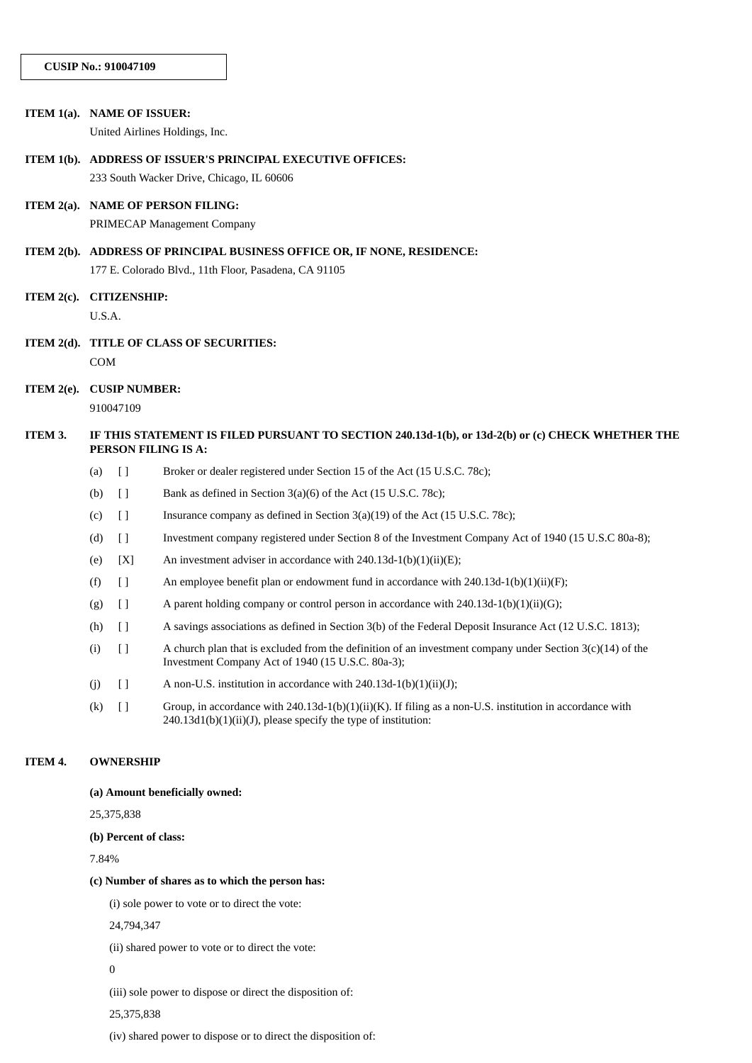**CUSIP No.: 910047109**

**ITEM 1(a). NAME OF ISSUER:**

United Airlines Holdings, Inc.

**ITEM 1(b). ADDRESS OF ISSUER'S PRINCIPAL EXECUTIVE OFFICES:**

233 South Wacker Drive, Chicago, IL 60606

**ITEM 2(a). NAME OF PERSON FILING:**

PRIMECAP Management Company

**ITEM 2(b). ADDRESS OF PRINCIPAL BUSINESS OFFICE OR, IF NONE, RESIDENCE:**

177 E. Colorado Blvd., 11th Floor, Pasadena, CA 91105

**ITEM 2(c). CITIZENSHIP:**

U.S.A.

**ITEM 2(d). TITLE OF CLASS OF SECURITIES:**

COM

**ITEM 2(e). CUSIP NUMBER:**

910047109

**ITEM 3. IF THIS STATEMENT IS FILED PURSUANT TO SECTION 240.13d-1(b), or 13d-2(b) or (c) CHECK WHETHER THE PERSON FILING IS A:**

(a) [ ] Broker or dealer registered under Section 15 of the Act (15 U.S.C. 78c);

(b) [ ] Bank as defined in Section 3(a)(6) of the Act (15 U.S.C. 78c);

(c) [ ] Insurance company as defined in Section 3(a)(19) of the Act (15 U.S.C. 78c);

(d) [ ] Investment company registered under Section 8 of the Investment Company Act of 1940 (15 U.S.C 80a-8);

(e) [X] An investment adviser in accordance with 240.13d-1(b)(1)(ii)(E);

(f) [ ] An employee benefit plan or endowment fund in accordance with 240.13d-1(b)(1)(ii)(F);

(g) [ ] A parent holding company or control person in accordance with 240.13d-1(b)(1)(ii)(G);

(h) [ ] A savings associations as defined in Section 3(b) of the Federal Deposit Insurance Act (12 U.S.C. 1813);

(i) [ ] A church plan that is excluded from the definition of an investment company under Section 3(c)(14) of the Investment Company Act of 1940 (15 U.S.C. 80a-3);

(j) [ ] A non-U.S. institution in accordance with 240.13d-1(b)(1)(ii)(J);

(k) [ ] Group, in accordance with 240.13d-1(b)(1)(ii)(K). If filing as a non-U.S. institution in accordance with 240.13d1(b)(1)(ii)(J), please specify the type of institution:

**ITEM 4. OWNERSHIP**

**(a) Amount beneficially owned:**

25,375,838

**(b) Percent of class:**

7.84%

**(c) Number of shares as to which the person has:**

(i) sole power to vote or to direct the vote:

24,794,347

(ii) shared power to vote or to direct the vote:

0

(iii) sole power to dispose or direct the disposition of:

25,375,838

(iv) shared power to dispose or to direct the disposition of: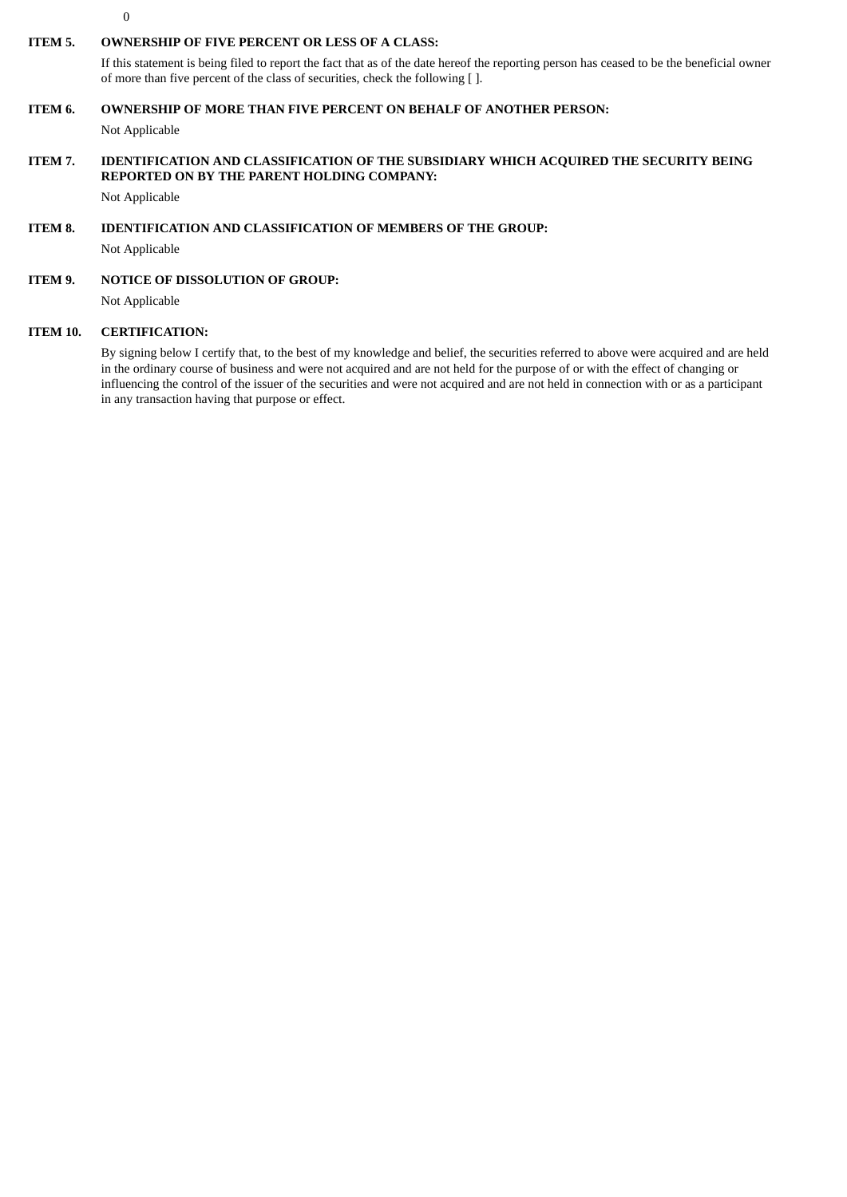0

**ITEM 5. OWNERSHIP OF FIVE PERCENT OR LESS OF A CLASS:**

If this statement is being filed to report the fact that as of the date hereof the reporting person has ceased to be the beneficial owner of more than five percent of the class of securities, check the following [ ].

**ITEM 6. OWNERSHIP OF MORE THAN FIVE PERCENT ON BEHALF OF ANOTHER PERSON:**

Not Applicable

**ITEM 7. IDENTIFICATION AND CLASSIFICATION OF THE SUBSIDIARY WHICH ACQUIRED THE SECURITY BEING REPORTED ON BY THE PARENT HOLDING COMPANY:**

Not Applicable

**ITEM 8. IDENTIFICATION AND CLASSIFICATION OF MEMBERS OF THE GROUP:**

Not Applicable

**ITEM 9. NOTICE OF DISSOLUTION OF GROUP:**

Not Applicable

**ITEM 10. CERTIFICATION:**

By signing below I certify that, to the best of my knowledge and belief, the securities referred to above were acquired and are held in the ordinary course of business and were not acquired and are not held for the purpose of or with the effect of changing or influencing the control of the issuer of the securities and were not acquired and are not held in connection with or as a participant in any transaction having that purpose or effect.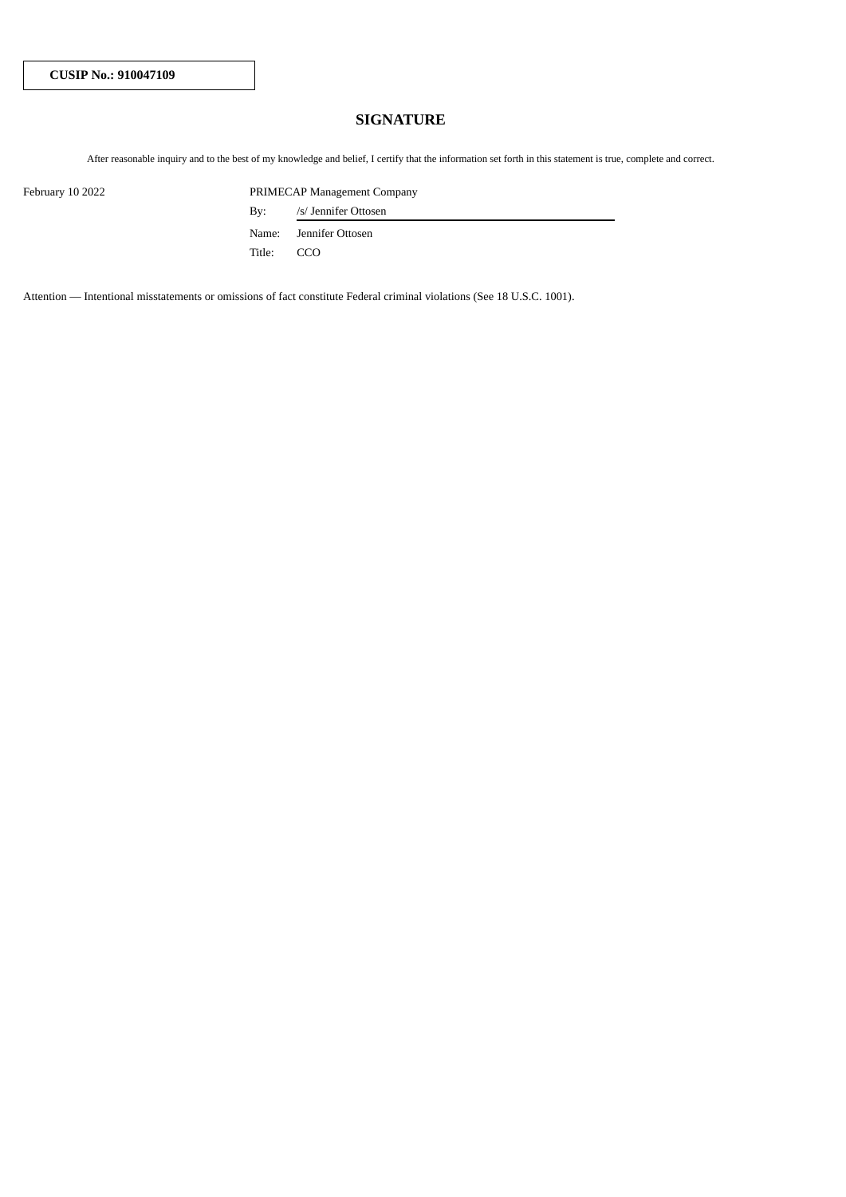**CUSIP No.: 910047109**

## SIGNATURE

After reasonable inquiry and to the best of my knowledge and belief, I certify that the information set forth in this statement is true, complete and correct.

| | | |
|---|---|---|
| February 10 2022 | PRIMECAP Management Company | |
| | By: | /s/ Jennifer Ottosen |
| | Name: | Jennifer Ottosen |
| | Title: | CCO |

Attention — Intentional misstatements or omissions of fact constitute Federal criminal violations (See 18 U.S.C. 1001).